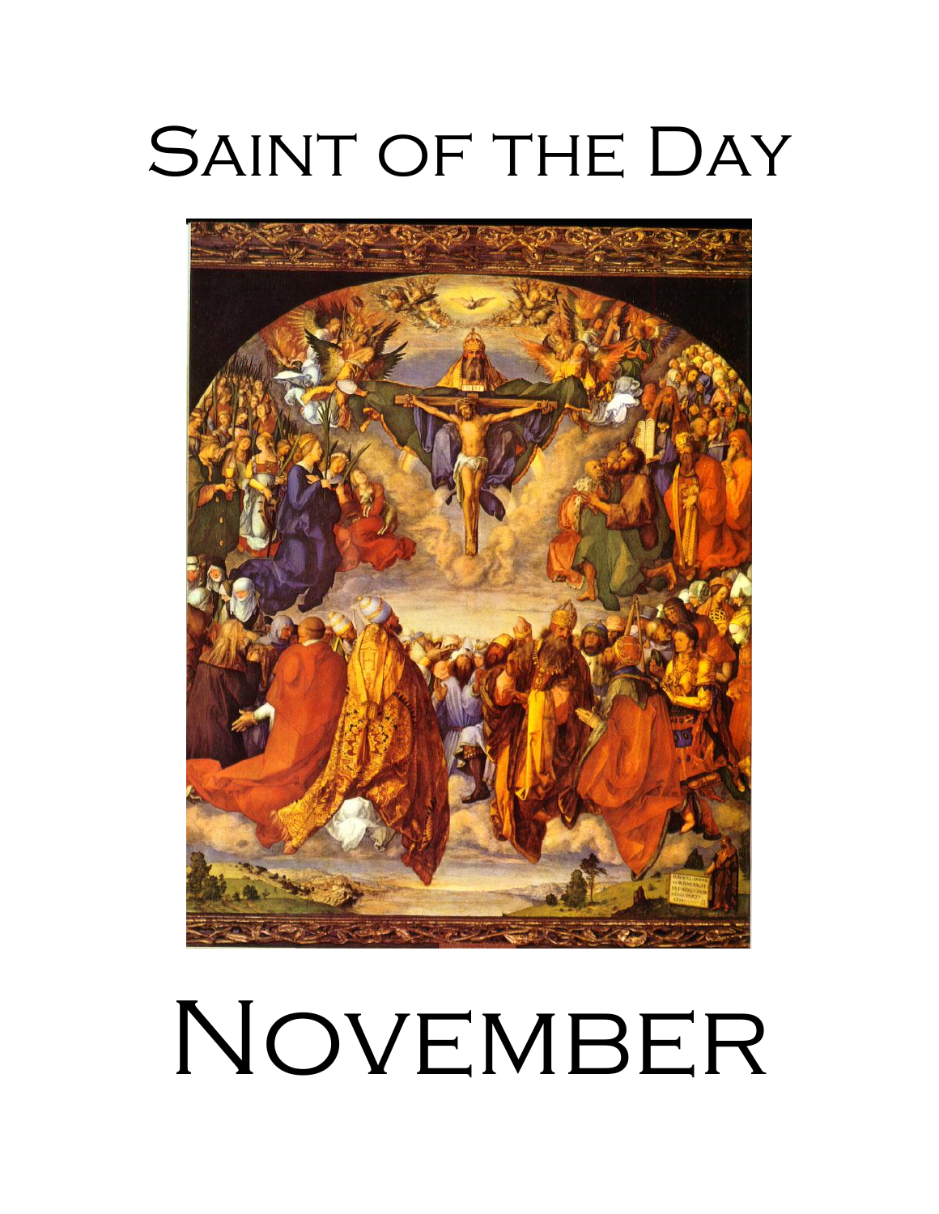# Saint of the Day

# November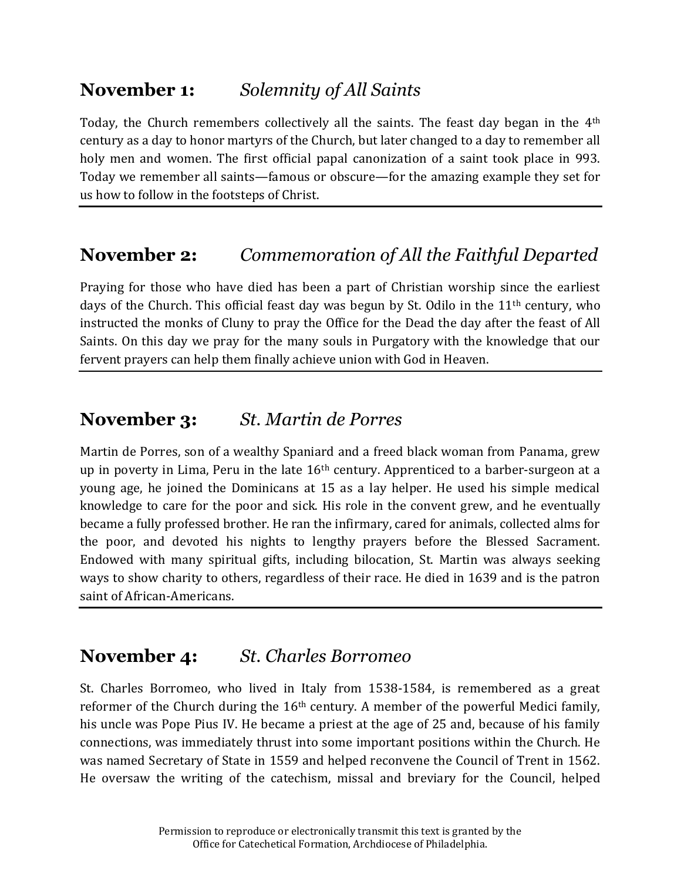## **November 1:** *Solemnity of All Saints*

Today, the Church remembers collectively all the saints. The feast day began in the 4th century as a day to honor martyrs of the Church, but later changed to a day to remember all holy men and women. The first official papal canonization of a saint took place in 993. Today we remember all saints—famous or obscure—for the amazing example they set for us how to follow in the footsteps of Christ.

---

## **November 2:** *Commemoration of All the Faithful Departed*

Praying for those who have died has been a part of Christian worship since the earliest days of the Church. This official feast day was begun by St. Odilo in the 11th century, who instructed the monks of Cluny to pray the Office for the Dead the day after the feast of All Saints. On this day we pray for the many souls in Purgatory with the knowledge that our fervent prayers can help them finally achieve union with God in Heaven.

---

## **November 3:** *St. Martin de Porres*

Martin de Porres, son of a wealthy Spaniard and a freed black woman from Panama, grew up in poverty in Lima, Peru in the late 16th century. Apprenticed to a barber-surgeon at a young age, he joined the Dominicans at 15 as a lay helper. He used his simple medical knowledge to care for the poor and sick. His role in the convent grew, and he eventually became a fully professed brother. He ran the infirmary, cared for animals, collected alms for the poor, and devoted his nights to lengthy prayers before the Blessed Sacrament. Endowed with many spiritual gifts, including bilocation, St. Martin was always seeking ways to show charity to others, regardless of their race. He died in 1639 and is the patron saint of African-Americans.

---

## **November 4:** *St. Charles Borromeo*

St. Charles Borromeo, who lived in Italy from 1538-1584, is remembered as a great reformer of the Church during the 16th century. A member of the powerful Medici family, his uncle was Pope Pius IV. He became a priest at the age of 25 and, because of his family connections, was immediately thrust into some important positions within the Church. He was named Secretary of State in 1559 and helped reconvene the Council of Trent in 1562. He oversaw the writing of the catechism, missal and breviary for the Council, helped

Permission to reproduce or electronically transmit this text is granted by the Office for Catechetical Formation, Archdiocese of Philadelphia.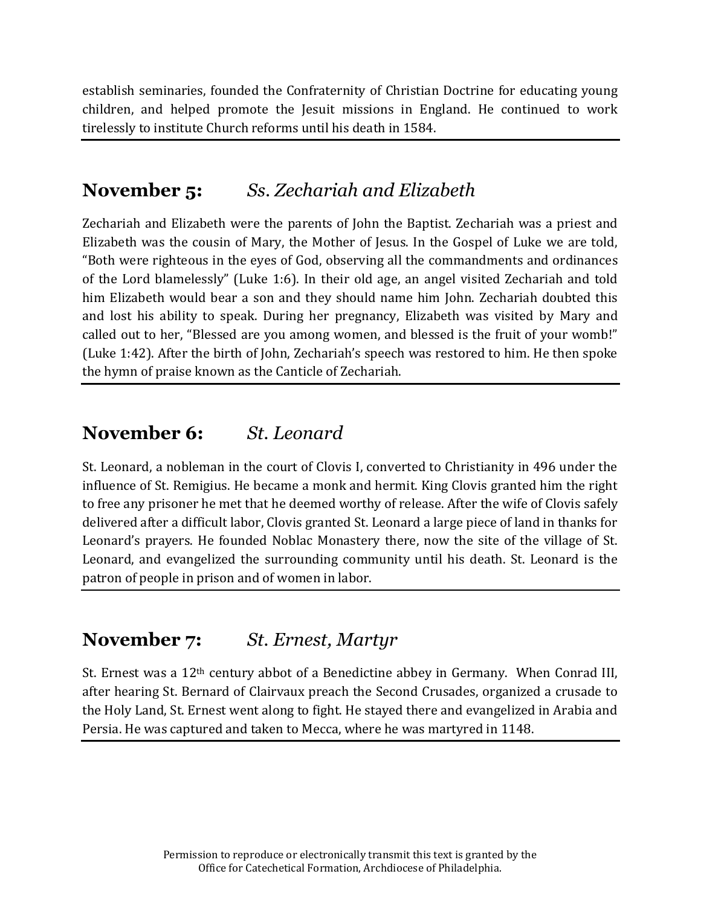establish seminaries, founded the Confraternity of Christian Doctrine for educating young children, and helped promote the Jesuit missions in England. He continued to work tirelessly to institute Church reforms until his death in 1584.

---

## **November 5:** *Ss. Zechariah and Elizabeth*

Zechariah and Elizabeth were the parents of John the Baptist. Zechariah was a priest and Elizabeth was the cousin of Mary, the Mother of Jesus. In the Gospel of Luke we are told, "Both were righteous in the eyes of God, observing all the commandments and ordinances of the Lord blamelessly" (Luke 1:6). In their old age, an angel visited Zechariah and told him Elizabeth would bear a son and they should name him John. Zechariah doubted this and lost his ability to speak. During her pregnancy, Elizabeth was visited by Mary and called out to her, "Blessed are you among women, and blessed is the fruit of your womb!" (Luke 1:42). After the birth of John, Zechariah's speech was restored to him. He then spoke the hymn of praise known as the Canticle of Zechariah.

---

## **November 6:** *St. Leonard*

St. Leonard, a nobleman in the court of Clovis I, converted to Christianity in 496 under the influence of St. Remigius. He became a monk and hermit. King Clovis granted him the right to free any prisoner he met that he deemed worthy of release. After the wife of Clovis safely delivered after a difficult labor, Clovis granted St. Leonard a large piece of land in thanks for Leonard's prayers. He founded Noblac Monastery there, now the site of the village of St. Leonard, and evangelized the surrounding community until his death. St. Leonard is the patron of people in prison and of women in labor.

---

## **November 7:** *St. Ernest, Martyr*

St. Ernest was a 12th century abbot of a Benedictine abbey in Germany. When Conrad III, after hearing St. Bernard of Clairvaux preach the Second Crusades, organized a crusade to the Holy Land, St. Ernest went along to fight. He stayed there and evangelized in Arabia and Persia. He was captured and taken to Mecca, where he was martyred in 1148.

---

Permission to reproduce or electronically transmit this text is granted by the Office for Catechetical Formation, Archdiocese of Philadelphia.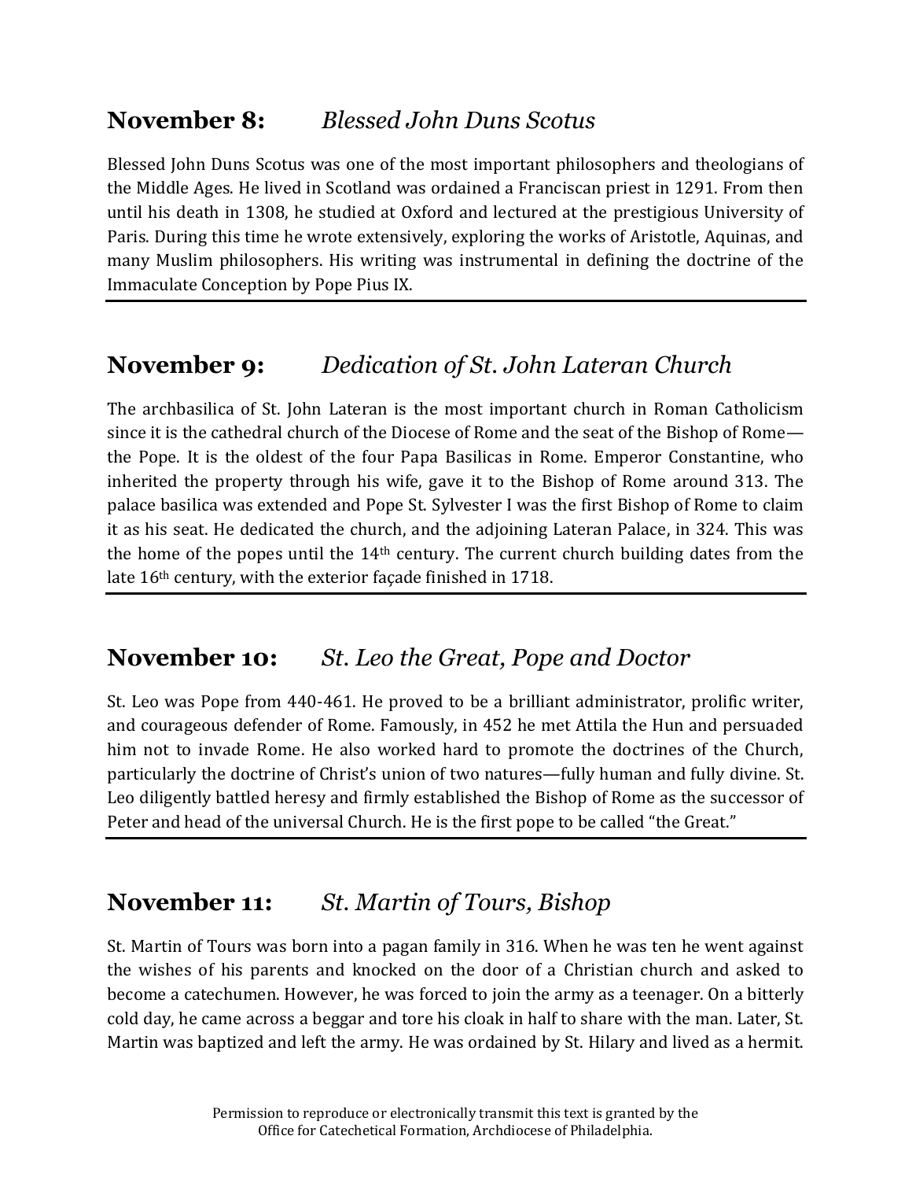## **November 8:** *Blessed John Duns Scotus*

Blessed John Duns Scotus was one of the most important philosophers and theologians of the Middle Ages. He lived in Scotland was ordained a Franciscan priest in 1291. From then until his death in 1308, he studied at Oxford and lectured at the prestigious University of Paris. During this time he wrote extensively, exploring the works of Aristotle, Aquinas, and many Muslim philosophers. His writing was instrumental in defining the doctrine of the Immaculate Conception by Pope Pius IX.

---

## **November 9:** *Dedication of St. John Lateran Church*

The archbasilica of St. John Lateran is the most important church in Roman Catholicism since it is the cathedral church of the Diocese of Rome and the seat of the Bishop of Rome—the Pope. It is the oldest of the four Papa Basilicas in Rome. Emperor Constantine, who inherited the property through his wife, gave it to the Bishop of Rome around 313. The palace basilica was extended and Pope St. Sylvester I was the first Bishop of Rome to claim it as his seat. He dedicated the church, and the adjoining Lateran Palace, in 324. This was the home of the popes until the 14th century. The current church building dates from the late 16th century, with the exterior façade finished in 1718.

---

## **November 10:** *St. Leo the Great, Pope and Doctor*

St. Leo was Pope from 440-461. He proved to be a brilliant administrator, prolific writer, and courageous defender of Rome. Famously, in 452 he met Attila the Hun and persuaded him not to invade Rome. He also worked hard to promote the doctrines of the Church, particularly the doctrine of Christ's union of two natures—fully human and fully divine. St. Leo diligently battled heresy and firmly established the Bishop of Rome as the successor of Peter and head of the universal Church. He is the first pope to be called "the Great."

---

## **November 11:** *St. Martin of Tours, Bishop*

St. Martin of Tours was born into a pagan family in 316. When he was ten he went against the wishes of his parents and knocked on the door of a Christian church and asked to become a catechumen. However, he was forced to join the army as a teenager. On a bitterly cold day, he came across a beggar and tore his cloak in half to share with the man. Later, St. Martin was baptized and left the army. He was ordained by St. Hilary and lived as a hermit.

Permission to reproduce or electronically transmit this text is granted by the Office for Catechetical Formation, Archdiocese of Philadelphia.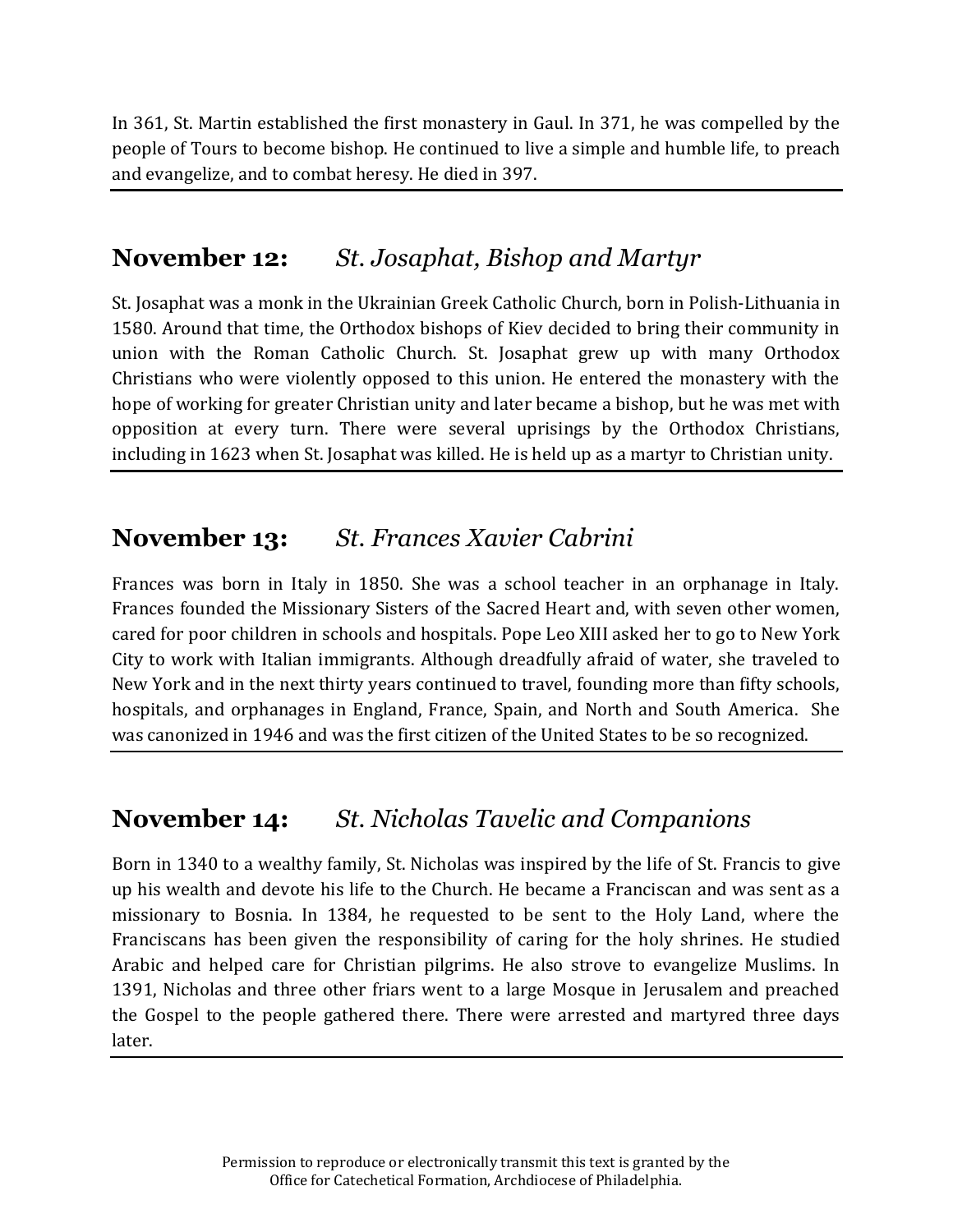In 361, St. Martin established the first monastery in Gaul. In 371, he was compelled by the people of Tours to become bishop. He continued to live a simple and humble life, to preach and evangelize, and to combat heresy. He died in 397.

---

## **November 12:** *St. Josaphat, Bishop and Martyr*

St. Josaphat was a monk in the Ukrainian Greek Catholic Church, born in Polish-Lithuania in 1580. Around that time, the Orthodox bishops of Kiev decided to bring their community in union with the Roman Catholic Church. St. Josaphat grew up with many Orthodox Christians who were violently opposed to this union. He entered the monastery with the hope of working for greater Christian unity and later became a bishop, but he was met with opposition at every turn. There were several uprisings by the Orthodox Christians, including in 1623 when St. Josaphat was killed. He is held up as a martyr to Christian unity.

---

## **November 13:** *St. Frances Xavier Cabrini*

Frances was born in Italy in 1850. She was a school teacher in an orphanage in Italy. Frances founded the Missionary Sisters of the Sacred Heart and, with seven other women, cared for poor children in schools and hospitals. Pope Leo XIII asked her to go to New York City to work with Italian immigrants. Although dreadfully afraid of water, she traveled to New York and in the next thirty years continued to travel, founding more than fifty schools, hospitals, and orphanages in England, France, Spain, and North and South America. She was canonized in 1946 and was the first citizen of the United States to be so recognized.

---

## **November 14:** *St. Nicholas Tavelic and Companions*

Born in 1340 to a wealthy family, St. Nicholas was inspired by the life of St. Francis to give up his wealth and devote his life to the Church. He became a Franciscan and was sent as a missionary to Bosnia. In 1384, he requested to be sent to the Holy Land, where the Franciscans has been given the responsibility of caring for the holy shrines. He studied Arabic and helped care for Christian pilgrims. He also strove to evangelize Muslims. In 1391, Nicholas and three other friars went to a large Mosque in Jerusalem and preached the Gospel to the people gathered there. There were arrested and martyred three days later.

---

Permission to reproduce or electronically transmit this text is granted by the Office for Catechetical Formation, Archdiocese of Philadelphia.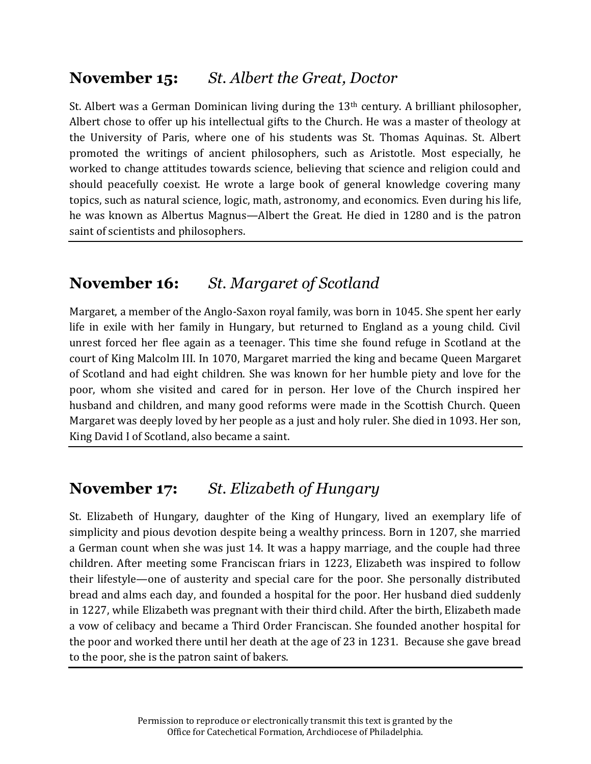## **November 15:** *St. Albert the Great, Doctor*

St. Albert was a German Dominican living during the 13th century. A brilliant philosopher, Albert chose to offer up his intellectual gifts to the Church. He was a master of theology at the University of Paris, where one of his students was St. Thomas Aquinas. St. Albert promoted the writings of ancient philosophers, such as Aristotle. Most especially, he worked to change attitudes towards science, believing that science and religion could and should peacefully coexist. He wrote a large book of general knowledge covering many topics, such as natural science, logic, math, astronomy, and economics. Even during his life, he was known as Albertus Magnus—Albert the Great. He died in 1280 and is the patron saint of scientists and philosophers.

---

## **November 16:** *St. Margaret of Scotland*

Margaret, a member of the Anglo-Saxon royal family, was born in 1045. She spent her early life in exile with her family in Hungary, but returned to England as a young child. Civil unrest forced her flee again as a teenager. This time she found refuge in Scotland at the court of King Malcolm III. In 1070, Margaret married the king and became Queen Margaret of Scotland and had eight children. She was known for her humble piety and love for the poor, whom she visited and cared for in person. Her love of the Church inspired her husband and children, and many good reforms were made in the Scottish Church. Queen Margaret was deeply loved by her people as a just and holy ruler. She died in 1093. Her son, King David I of Scotland, also became a saint.

---

## **November 17:** *St. Elizabeth of Hungary*

St. Elizabeth of Hungary, daughter of the King of Hungary, lived an exemplary life of simplicity and pious devotion despite being a wealthy princess. Born in 1207, she married a German count when she was just 14. It was a happy marriage, and the couple had three children. After meeting some Franciscan friars in 1223, Elizabeth was inspired to follow their lifestyle—one of austerity and special care for the poor. She personally distributed bread and alms each day, and founded a hospital for the poor. Her husband died suddenly in 1227, while Elizabeth was pregnant with their third child. After the birth, Elizabeth made a vow of celibacy and became a Third Order Franciscan. She founded another hospital for the poor and worked there until her death at the age of 23 in 1231. Because she gave bread to the poor, she is the patron saint of bakers.

---

Permission to reproduce or electronically transmit this text is granted by the Office for Catechetical Formation, Archdiocese of Philadelphia.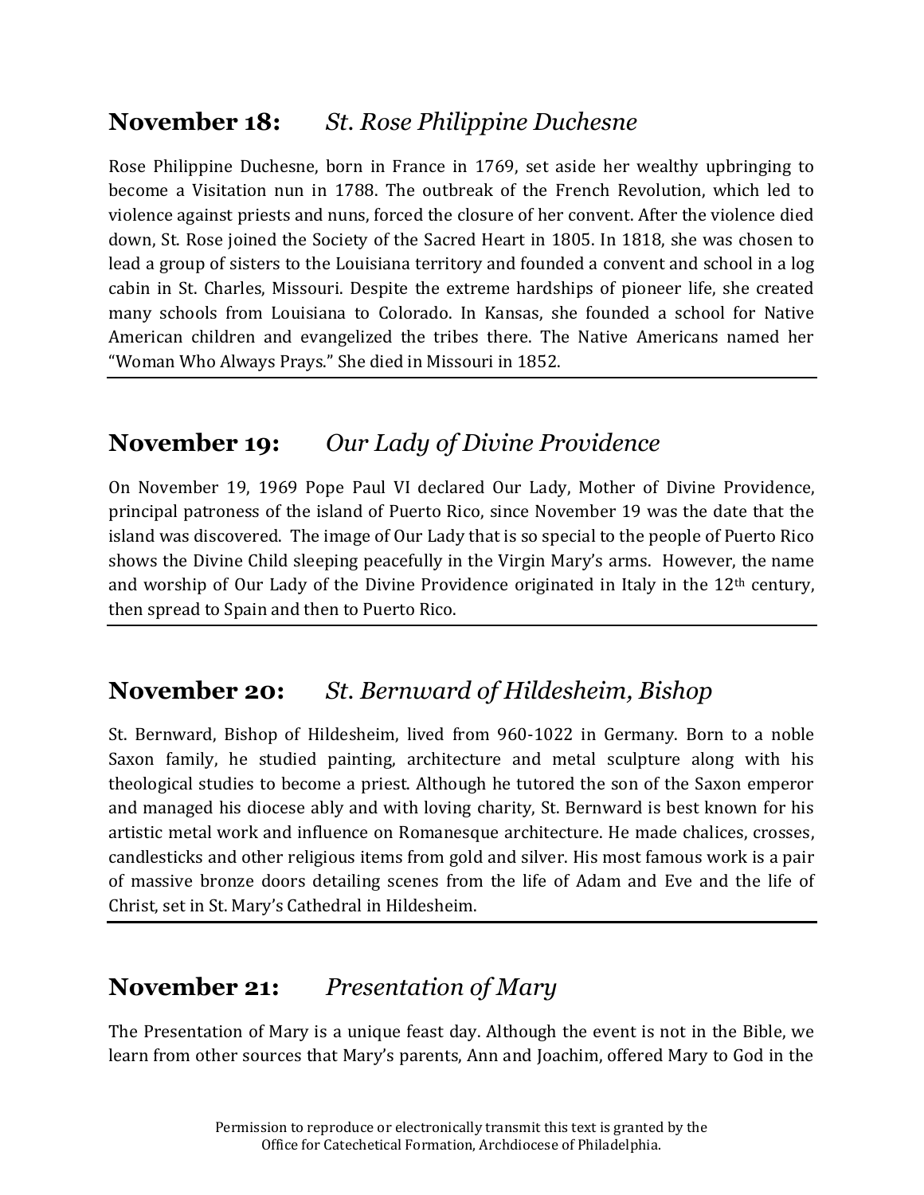## **November 18:** *St. Rose Philippine Duchesne*

Rose Philippine Duchesne, born in France in 1769, set aside her wealthy upbringing to become a Visitation nun in 1788. The outbreak of the French Revolution, which led to violence against priests and nuns, forced the closure of her convent. After the violence died down, St. Rose joined the Society of the Sacred Heart in 1805. In 1818, she was chosen to lead a group of sisters to the Louisiana territory and founded a convent and school in a log cabin in St. Charles, Missouri. Despite the extreme hardships of pioneer life, she created many schools from Louisiana to Colorado. In Kansas, she founded a school for Native American children and evangelized the tribes there. The Native Americans named her "Woman Who Always Prays." She died in Missouri in 1852.

---

## **November 19:** *Our Lady of Divine Providence*

On November 19, 1969 Pope Paul VI declared Our Lady, Mother of Divine Providence, principal patroness of the island of Puerto Rico, since November 19 was the date that the island was discovered. The image of Our Lady that is so special to the people of Puerto Rico shows the Divine Child sleeping peacefully in the Virgin Mary's arms. However, the name and worship of Our Lady of the Divine Providence originated in Italy in the 12th century, then spread to Spain and then to Puerto Rico.

---

## **November 20:** *St. Bernward of Hildesheim, Bishop*

St. Bernward, Bishop of Hildesheim, lived from 960-1022 in Germany. Born to a noble Saxon family, he studied painting, architecture and metal sculpture along with his theological studies to become a priest. Although he tutored the son of the Saxon emperor and managed his diocese ably and with loving charity, St. Bernward is best known for his artistic metal work and influence on Romanesque architecture. He made chalices, crosses, candlesticks and other religious items from gold and silver. His most famous work is a pair of massive bronze doors detailing scenes from the life of Adam and Eve and the life of Christ, set in St. Mary's Cathedral in Hildesheim.

---

## **November 21:** *Presentation of Mary*

The Presentation of Mary is a unique feast day. Although the event is not in the Bible, we learn from other sources that Mary's parents, Ann and Joachim, offered Mary to God in the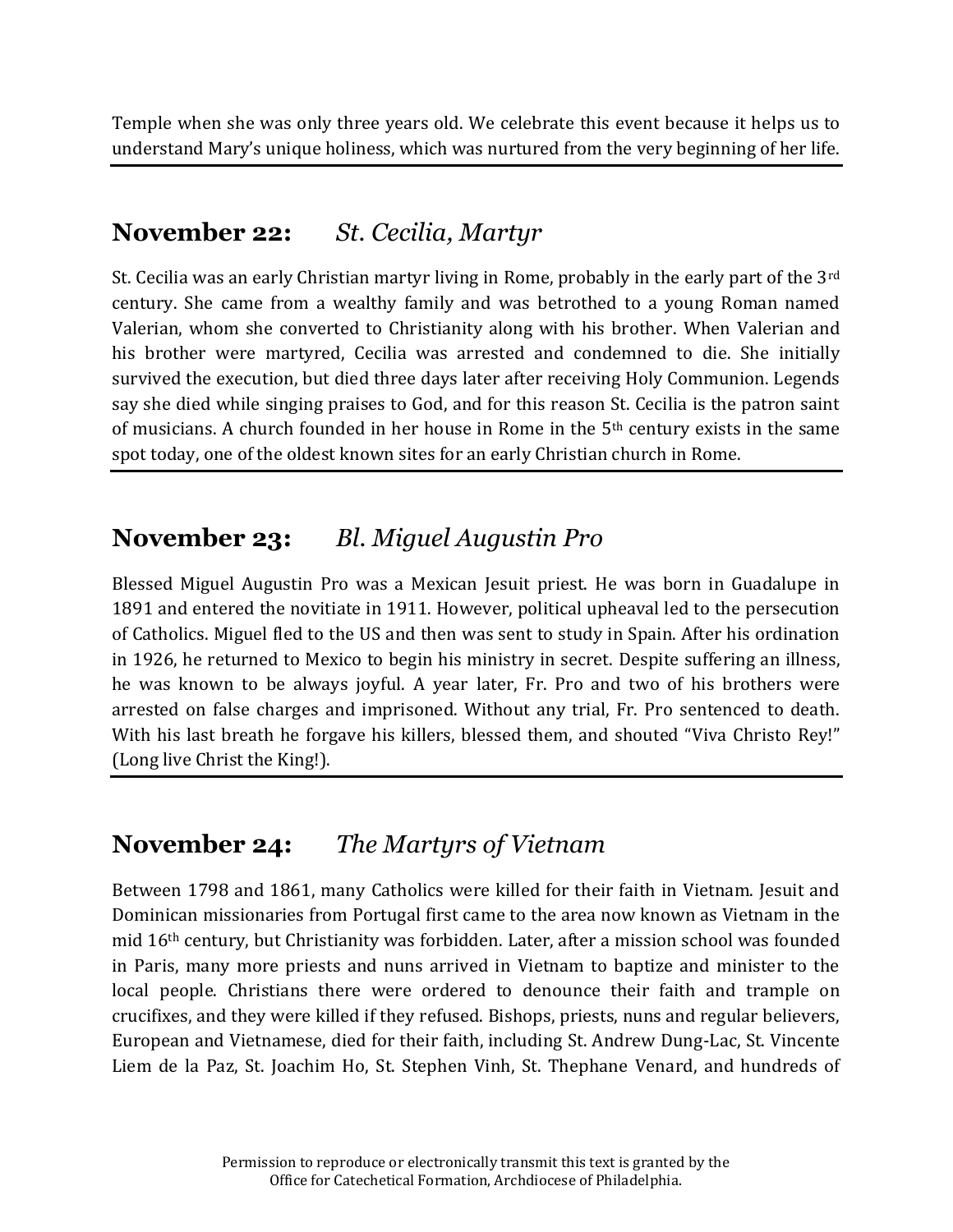Temple when she was only three years old. We celebrate this event because it helps us to understand Mary's unique holiness, which was nurtured from the very beginning of her life.

## **November 22:** *St. Cecilia, Martyr*

St. Cecilia was an early Christian martyr living in Rome, probably in the early part of the 3rd century. She came from a wealthy family and was betrothed to a young Roman named Valerian, whom she converted to Christianity along with his brother. When Valerian and his brother were martyred, Cecilia was arrested and condemned to die. She initially survived the execution, but died three days later after receiving Holy Communion. Legends say she died while singing praises to God, and for this reason St. Cecilia is the patron saint of musicians. A church founded in her house in Rome in the 5th century exists in the same spot today, one of the oldest known sites for an early Christian church in Rome.

## **November 23:** *Bl. Miguel Augustin Pro*

Blessed Miguel Augustin Pro was a Mexican Jesuit priest. He was born in Guadalupe in 1891 and entered the novitiate in 1911. However, political upheaval led to the persecution of Catholics. Miguel fled to the US and then was sent to study in Spain. After his ordination in 1926, he returned to Mexico to begin his ministry in secret. Despite suffering an illness, he was known to be always joyful. A year later, Fr. Pro and two of his brothers were arrested on false charges and imprisoned. Without any trial, Fr. Pro sentenced to death. With his last breath he forgave his killers, blessed them, and shouted "Viva Christo Rey!" (Long live Christ the King!).

## **November 24:** *The Martyrs of Vietnam*

Between 1798 and 1861, many Catholics were killed for their faith in Vietnam. Jesuit and Dominican missionaries from Portugal first came to the area now known as Vietnam in the mid 16th century, but Christianity was forbidden. Later, after a mission school was founded in Paris, many more priests and nuns arrived in Vietnam to baptize and minister to the local people. Christians there were ordered to denounce their faith and trample on crucifixes, and they were killed if they refused. Bishops, priests, nuns and regular believers, European and Vietnamese, died for their faith, including St. Andrew Dung-Lac, St. Vincente Liem de la Paz, St. Joachim Ho, St. Stephen Vinh, St. Thephane Venard, and hundreds of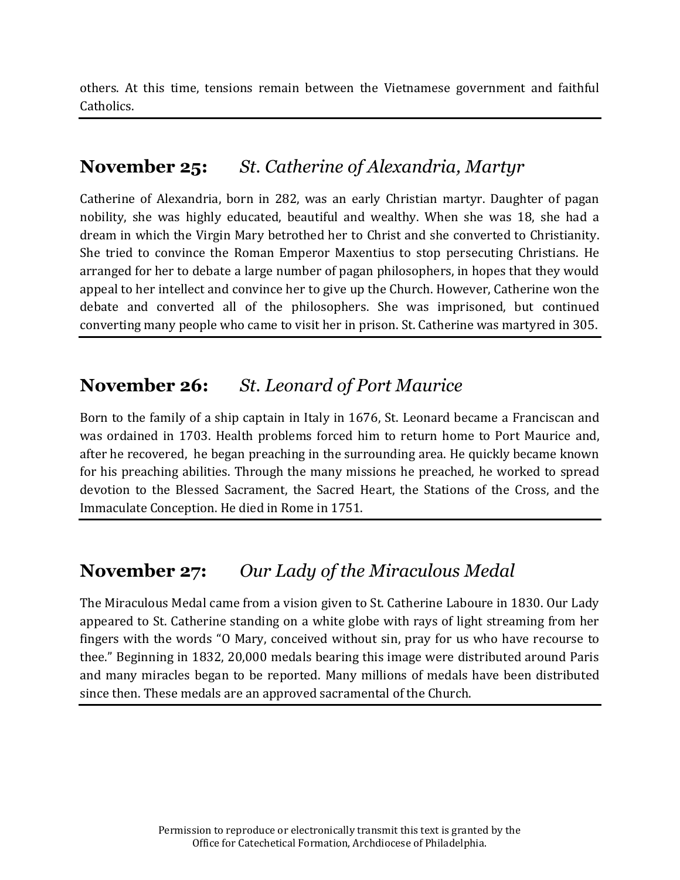others. At this time, tensions remain between the Vietnamese government and faithful Catholics.

---

## November 25: *St. Catherine of Alexandria, Martyr*

Catherine of Alexandria, born in 282, was an early Christian martyr. Daughter of pagan nobility, she was highly educated, beautiful and wealthy. When she was 18, she had a dream in which the Virgin Mary betrothed her to Christ and she converted to Christianity. She tried to convince the Roman Emperor Maxentius to stop persecuting Christians. He arranged for her to debate a large number of pagan philosophers, in hopes that they would appeal to her intellect and convince her to give up the Church. However, Catherine won the debate and converted all of the philosophers. She was imprisoned, but continued converting many people who came to visit her in prison. St. Catherine was martyred in 305.

---

## November 26: *St. Leonard of Port Maurice*

Born to the family of a ship captain in Italy in 1676, St. Leonard became a Franciscan and was ordained in 1703. Health problems forced him to return home to Port Maurice and, after he recovered, he began preaching in the surrounding area. He quickly became known for his preaching abilities. Through the many missions he preached, he worked to spread devotion to the Blessed Sacrament, the Sacred Heart, the Stations of the Cross, and the Immaculate Conception. He died in Rome in 1751.

---

## November 27: *Our Lady of the Miraculous Medal*

The Miraculous Medal came from a vision given to St. Catherine Laboure in 1830. Our Lady appeared to St. Catherine standing on a white globe with rays of light streaming from her fingers with the words "O Mary, conceived without sin, pray for us who have recourse to thee." Beginning in 1832, 20,000 medals bearing this image were distributed around Paris and many miracles began to be reported. Many millions of medals have been distributed since then. These medals are an approved sacramental of the Church.

---

Permission to reproduce or electronically transmit this text is granted by the Office for Catechetical Formation, Archdiocese of Philadelphia.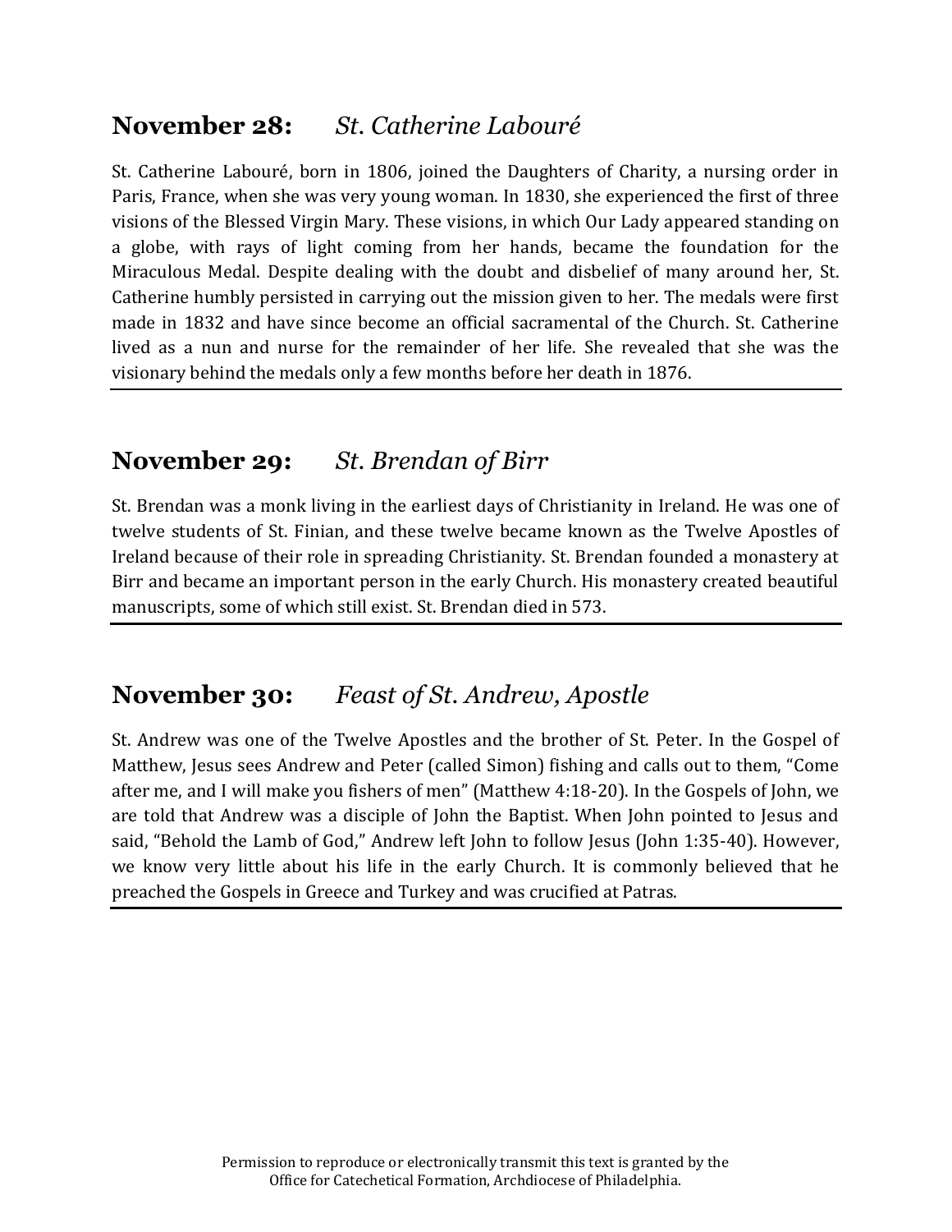## **November 28:** *St. Catherine Labouré*

St. Catherine Labouré, born in 1806, joined the Daughters of Charity, a nursing order in Paris, France, when she was very young woman. In 1830, she experienced the first of three visions of the Blessed Virgin Mary. These visions, in which Our Lady appeared standing on a globe, with rays of light coming from her hands, became the foundation for the Miraculous Medal. Despite dealing with the doubt and disbelief of many around her, St. Catherine humbly persisted in carrying out the mission given to her. The medals were first made in 1832 and have since become an official sacramental of the Church. St. Catherine lived as a nun and nurse for the remainder of her life. She revealed that she was the visionary behind the medals only a few months before her death in 1876.

---

## **November 29:** *St. Brendan of Birr*

St. Brendan was a monk living in the earliest days of Christianity in Ireland. He was one of twelve students of St. Finian, and these twelve became known as the Twelve Apostles of Ireland because of their role in spreading Christianity. St. Brendan founded a monastery at Birr and became an important person in the early Church. His monastery created beautiful manuscripts, some of which still exist. St. Brendan died in 573.

---

## **November 30:** *Feast of St. Andrew, Apostle*

St. Andrew was one of the Twelve Apostles and the brother of St. Peter. In the Gospel of Matthew, Jesus sees Andrew and Peter (called Simon) fishing and calls out to them, “Come after me, and I will make you fishers of men” (Matthew 4:18-20). In the Gospels of John, we are told that Andrew was a disciple of John the Baptist. When John pointed to Jesus and said, “Behold the Lamb of God,” Andrew left John to follow Jesus (John 1:35-40). However, we know very little about his life in the early Church. It is commonly believed that he preached the Gospels in Greece and Turkey and was crucified at Patras.

---

Permission to reproduce or electronically transmit this text is granted by the Office for Catechetical Formation, Archdiocese of Philadelphia.